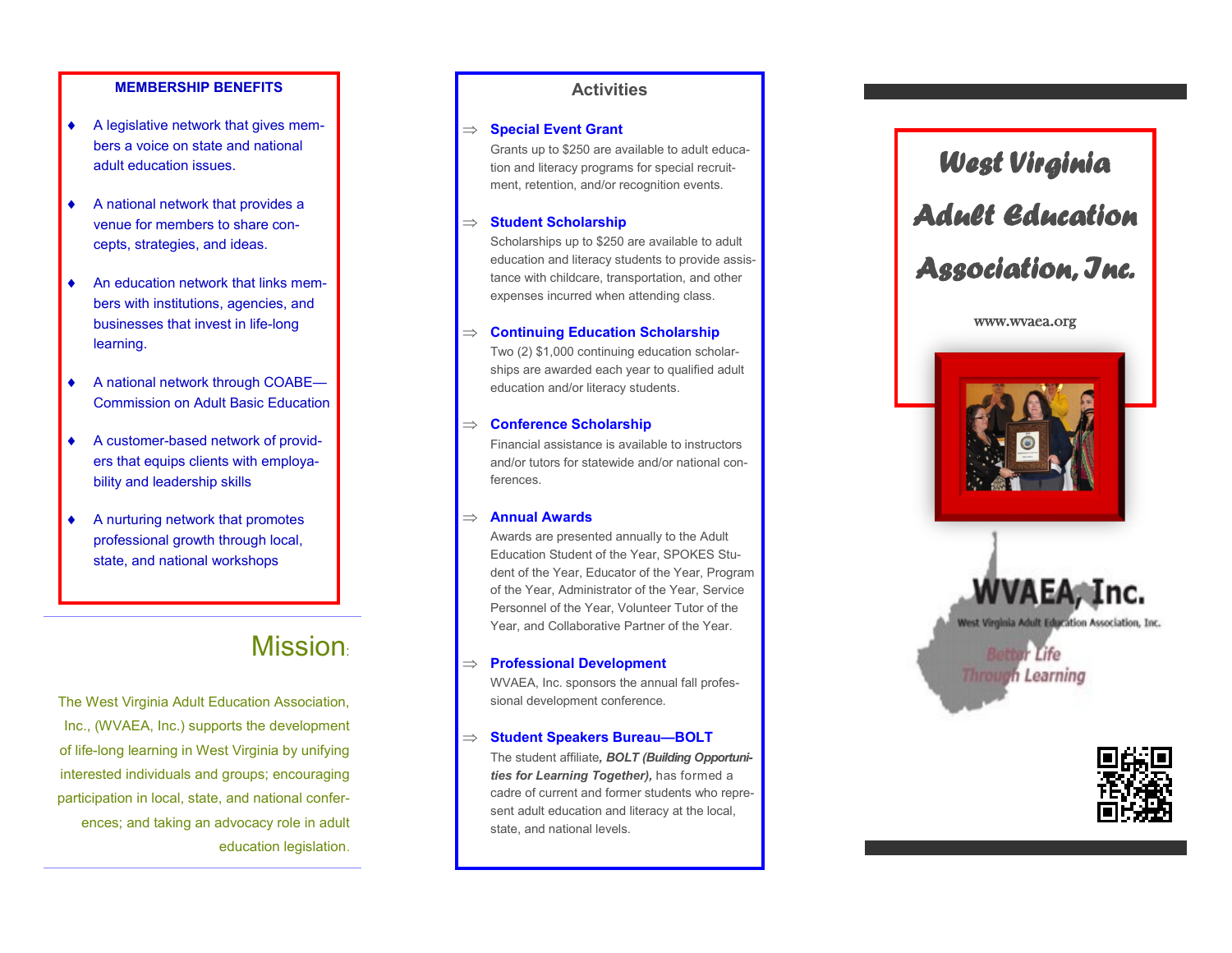## MEMBERSHIP BENEFITS

- A legislative network that gives members a voice on state and national adult education issues.
- A national network that provides a venue for members to share concepts, strategies, and ideas.
- An education network that links members with institutions, agencies, and businesses that invest in life-long learning.
- A national network through COABE—Commission on Adult Basic Education
- A customer-based network of providers that equips clients with employability and leadership skills
- A nurturing network that promotes professional growth through local, state, and national workshops

## Mission:

The West Virginia Adult Education Association, Inc., (WVAEA, Inc.) supports the development of life-long learning in West Virginia by unifying interested individuals and groups; encouraging participation in local, state, and national conferences; and taking an advocacy role in adult education legislation.

## Activities

⇒ **Special Event Grant**

Grants up to $250 are available to adult education and literacy programs for special recruitment, retention, and/or recognition events.

⇒ **Student Scholarship**

Scholarships up to $250 are available to adult education and literacy students to provide assistance with childcare, transportation, and other expenses incurred when attending class.

⇒ **Continuing Education Scholarship**

Two (2) $1,000 continuing education scholarships are awarded each year to qualified adult education and/or literacy students.

⇒ **Conference Scholarship**

Financial assistance is available to instructors and/or tutors for statewide and/or national conferences.

⇒ **Annual Awards**

Awards are presented annually to the Adult Education Student of the Year, SPOKES Student of the Year, Educator of the Year, Program of the Year, Administrator of the Year, Service Personnel of the Year, Volunteer Tutor of the Year, and Collaborative Partner of the Year.

⇒ **Professional Development**

WVAEA, Inc. sponsors the annual fall professional development conference.

⇒ **Student Speakers Bureau—BOLT**

The student affiliate*, **BOLT (Building Opportunities for Learning Together),*** has formed a cadre of current and former students who represent adult education and literacy at the local, state, and national levels.

# West Virginia Adult Education Association, Inc.

www.wvaea.org

**WVAEA, Inc.**

West Virginia Adult Education Association, Inc.

Better Life Through Learning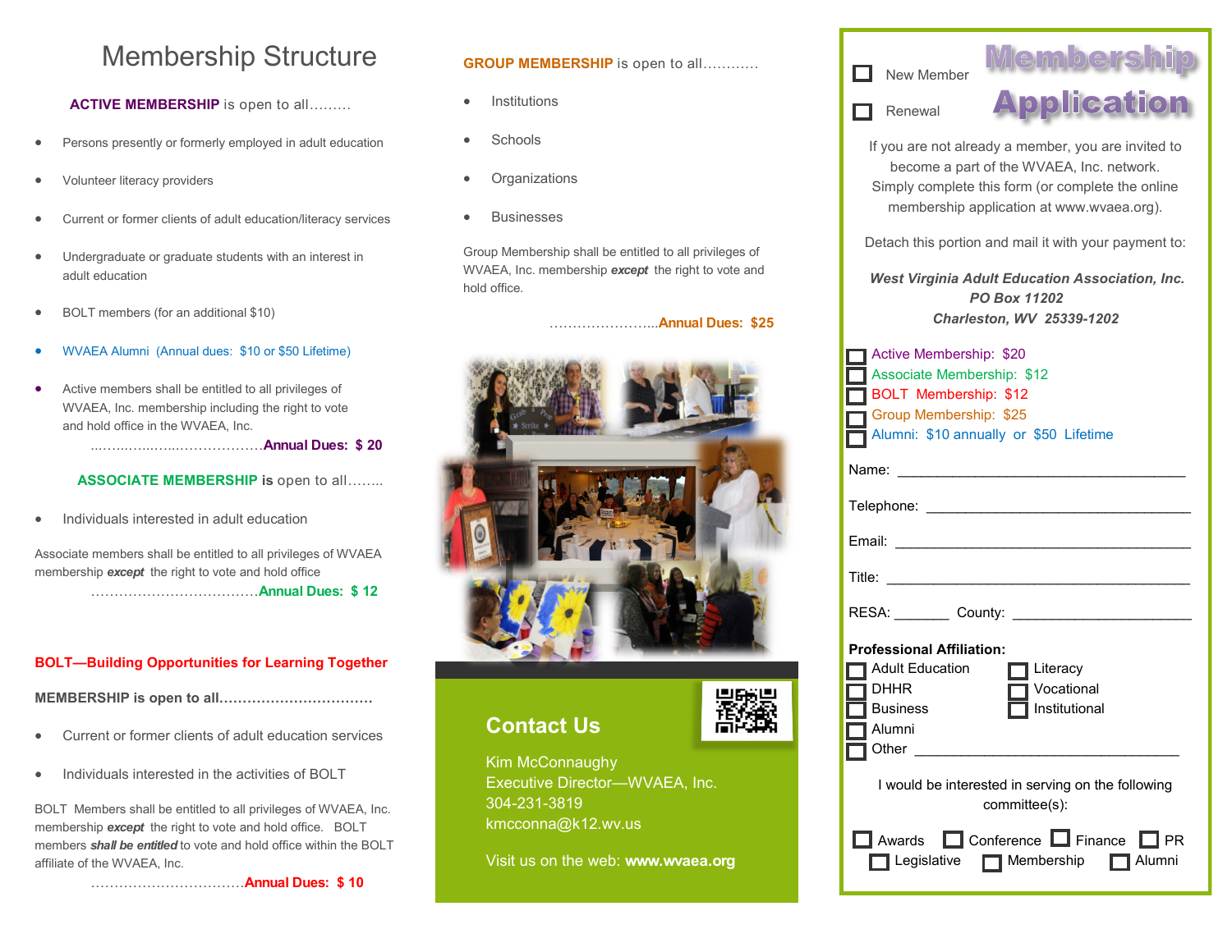# Membership Structure

**ACTIVE MEMBERSHIP** is open to all.........

- Persons presently or formerly employed in adult education
- Volunteer literacy providers
- Current or former clients of adult education/literacy services
- Undergraduate or graduate students with an interest in adult education
- BOLT members (for an additional $10)
- WVAEA Alumni (Annual dues: $10 or $50 Lifetime)
- Active members shall be entitled to all privileges of WVAEA, Inc. membership including the right to vote and hold office in the WVAEA, Inc.

........................................**Annual Dues: $ 20**

**ASSOCIATE MEMBERSHIP is** open to all........

- Individuals interested in adult education

Associate members shall be entitled to all privileges of WVAEA membership ***except*** the right to vote and hold office

....................................**Annual Dues: $ 12**

**BOLT—Building Opportunities for Learning Together**

**MEMBERSHIP is open to all................................**

- Current or former clients of adult education services
- Individuals interested in the activities of BOLT

BOLT Members shall be entitled to all privileges of WVAEA, Inc. membership ***except*** the right to vote and hold office. BOLT members ***shall be entitled*** to vote and hold office within the BOLT affiliate of the WVAEA, Inc.

.................................**Annual Dues: $ 10**

**GROUP MEMBERSHIP** is open to all............

- Institutions
- Schools
- Organizations
- Businesses

Group Membership shall be entitled to all privileges of WVAEA, Inc. membership ***except*** the right to vote and hold office.

.......................**Annual Dues: $25**

## Contact Us

Kim McConnaughy
Executive Director—WVAEA, Inc.
304-231-3819
kmcconna@k12.wv.us

Visit us on the web: **www.wvaea.org**

# Membership Application

☐ New Member

☐ Renewal

If you are not already a member, you are invited to become a part of the WVAEA, Inc. network. Simply complete this form (or complete the online membership application at www.wvaea.org).

Detach this portion and mail it with your payment to:

***West Virginia Adult Education Association, Inc.***
***PO Box 11202***
***Charleston, WV 25339-1202***

☐ Active Membership: $20
☐ Associate Membership: $12
☐ BOLT Membership: $12
☐ Group Membership: $25
☐ Alumni: $10 annually or $50 Lifetime

Name: ____________________________________

Telephone: ________________________________

Email: ____________________________________

Title: _____________________________________

RESA: _______ County: ______________________

**Professional Affiliation:**

☐ Adult Education ☐ Literacy
☐ DHHR ☐ Vocational
☐ Business ☐ Institutional
☐ Alumni
☐ Other _________________________________

I would be interested in serving on the following committee(s):

☐ Awards ☐ Conference ☐ Finance ☐ PR
☐ Legislative ☐ Membership ☐ Alumni